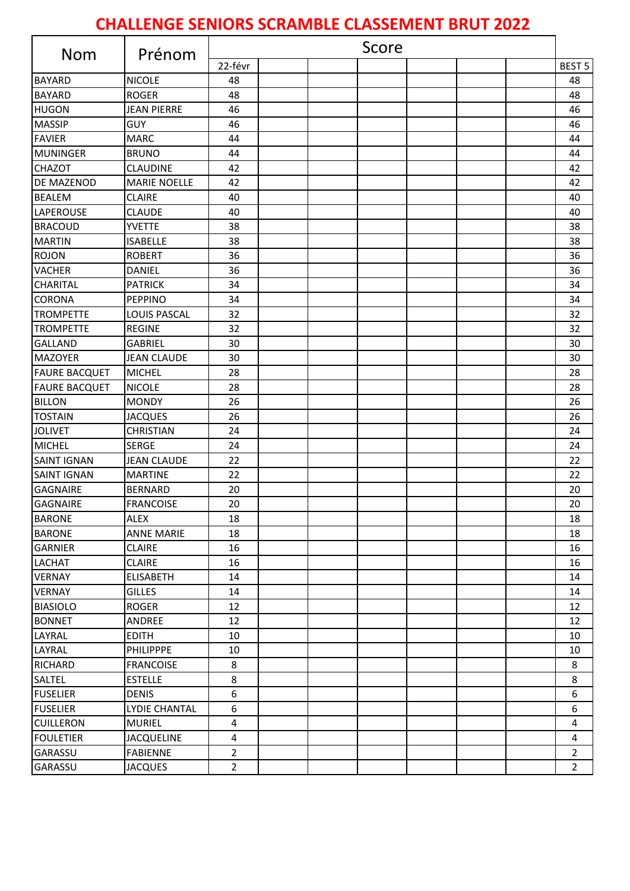# CHALLENGE SENIORS SCRAMBLE CLASSEMENT BRUT 2022

| Nom | Prénom | Score | | | | | | | |
|---|---|---|---|---|---|---|---|---|---|
| | | 22-févr | | | | | | | BEST 5 |
| BAYARD | NICOLE | 48 | | | | | | | 48 |
| BAYARD | ROGER | 48 | | | | | | | 48 |
| HUGON | JEAN PIERRE | 46 | | | | | | | 46 |
| MASSIP | GUY | 46 | | | | | | | 46 |
| FAVIER | MARC | 44 | | | | | | | 44 |
| MUNINGER | BRUNO | 44 | | | | | | | 44 |
| CHAZOT | CLAUDINE | 42 | | | | | | | 42 |
| DE MAZENOD | MARIE NOELLE | 42 | | | | | | | 42 |
| BEALEM | CLAIRE | 40 | | | | | | | 40 |
| LAPEROUSE | CLAUDE | 40 | | | | | | | 40 |
| BRACOUD | YVETTE | 38 | | | | | | | 38 |
| MARTIN | ISABELLE | 38 | | | | | | | 38 |
| ROJON | ROBERT | 36 | | | | | | | 36 |
| VACHER | DANIEL | 36 | | | | | | | 36 |
| CHARITAL | PATRICK | 34 | | | | | | | 34 |
| CORONA | PEPPINO | 34 | | | | | | | 34 |
| TROMPETTE | LOUIS PASCAL | 32 | | | | | | | 32 |
| TROMPETTE | REGINE | 32 | | | | | | | 32 |
| GALLAND | GABRIEL | 30 | | | | | | | 30 |
| MAZOYER | JEAN CLAUDE | 30 | | | | | | | 30 |
| FAURE BACQUET | MICHEL | 28 | | | | | | | 28 |
| FAURE BACQUET | NICOLE | 28 | | | | | | | 28 |
| BILLON | MONDY | 26 | | | | | | | 26 |
| TOSTAIN | JACQUES | 26 | | | | | | | 26 |
| JOLIVET | CHRISTIAN | 24 | | | | | | | 24 |
| MICHEL | SERGE | 24 | | | | | | | 24 |
| SAINT IGNAN | JEAN CLAUDE | 22 | | | | | | | 22 |
| SAINT IGNAN | MARTINE | 22 | | | | | | | 22 |
| GAGNAIRE | BERNARD | 20 | | | | | | | 20 |
| GAGNAIRE | FRANCOISE | 20 | | | | | | | 20 |
| BARONE | ALEX | 18 | | | | | | | 18 |
| BARONE | ANNE MARIE | 18 | | | | | | | 18 |
| GARNIER | CLAIRE | 16 | | | | | | | 16 |
| LACHAT | CLAIRE | 16 | | | | | | | 16 |
| VERNAY | ELISABETH | 14 | | | | | | | 14 |
| VERNAY | GILLES | 14 | | | | | | | 14 |
| BIASIOLO | ROGER | 12 | | | | | | | 12 |
| BONNET | ANDREE | 12 | | | | | | | 12 |
| LAYRAL | EDITH | 10 | | | | | | | 10 |
| LAYRAL | PHILIPPPE | 10 | | | | | | | 10 |
| RICHARD | FRANCOISE | 8 | | | | | | | 8 |
| SALTEL | ESTELLE | 8 | | | | | | | 8 |
| FUSELIER | DENIS | 6 | | | | | | | 6 |
| FUSELIER | LYDIE CHANTAL | 6 | | | | | | | 6 |
| CUILLERON | MURIEL | 4 | | | | | | | 4 |
| FOULETIER | JACQUELINE | 4 | | | | | | | 4 |
| GARASSU | FABIENNE | 2 | | | | | | | 2 |
| GARASSU | JACQUES | 2 | | | | | | | 2 |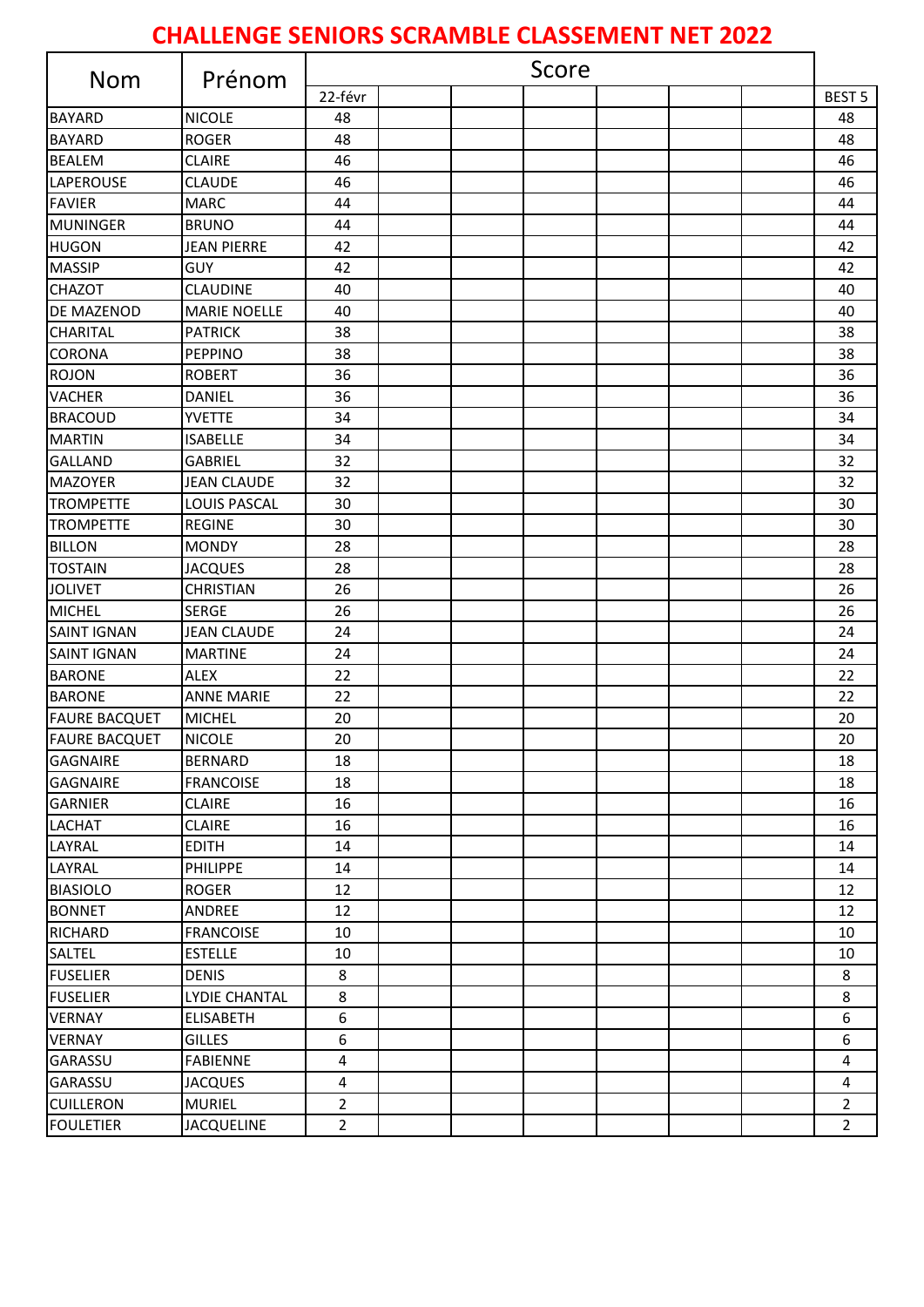# CHALLENGE SENIORS SCRAMBLE CLASSEMENT NET 2022

| Nom | Prénom | Score | | | | | | | |
|---|---|---|---|---|---|---|---|---|---|
| | | 22-févr | | | | | | | BEST 5 |
| BAYARD | NICOLE | 48 | | | | | | | 48 |
| BAYARD | ROGER | 48 | | | | | | | 48 |
| BEALEM | CLAIRE | 46 | | | | | | | 46 |
| LAPEROUSE | CLAUDE | 46 | | | | | | | 46 |
| FAVIER | MARC | 44 | | | | | | | 44 |
| MUNINGER | BRUNO | 44 | | | | | | | 44 |
| HUGON | JEAN PIERRE | 42 | | | | | | | 42 |
| MASSIP | GUY | 42 | | | | | | | 42 |
| CHAZOT | CLAUDINE | 40 | | | | | | | 40 |
| DE MAZENOD | MARIE NOELLE | 40 | | | | | | | 40 |
| CHARITAL | PATRICK | 38 | | | | | | | 38 |
| CORONA | PEPPINO | 38 | | | | | | | 38 |
| ROJON | ROBERT | 36 | | | | | | | 36 |
| VACHER | DANIEL | 36 | | | | | | | 36 |
| BRACOUD | YVETTE | 34 | | | | | | | 34 |
| MARTIN | ISABELLE | 34 | | | | | | | 34 |
| GALLAND | GABRIEL | 32 | | | | | | | 32 |
| MAZOYER | JEAN CLAUDE | 32 | | | | | | | 32 |
| TROMPETTE | LOUIS PASCAL | 30 | | | | | | | 30 |
| TROMPETTE | REGINE | 30 | | | | | | | 30 |
| BILLON | MONDY | 28 | | | | | | | 28 |
| TOSTAIN | JACQUES | 28 | | | | | | | 28 |
| JOLIVET | CHRISTIAN | 26 | | | | | | | 26 |
| MICHEL | SERGE | 26 | | | | | | | 26 |
| SAINT IGNAN | JEAN CLAUDE | 24 | | | | | | | 24 |
| SAINT IGNAN | MARTINE | 24 | | | | | | | 24 |
| BARONE | ALEX | 22 | | | | | | | 22 |
| BARONE | ANNE MARIE | 22 | | | | | | | 22 |
| FAURE BACQUET | MICHEL | 20 | | | | | | | 20 |
| FAURE BACQUET | NICOLE | 20 | | | | | | | 20 |
| GAGNAIRE | BERNARD | 18 | | | | | | | 18 |
| GAGNAIRE | FRANCOISE | 18 | | | | | | | 18 |
| GARNIER | CLAIRE | 16 | | | | | | | 16 |
| LACHAT | CLAIRE | 16 | | | | | | | 16 |
| LAYRAL | EDITH | 14 | | | | | | | 14 |
| LAYRAL | PHILIPPE | 14 | | | | | | | 14 |
| BIASIOLO | ROGER | 12 | | | | | | | 12 |
| BONNET | ANDREE | 12 | | | | | | | 12 |
| RICHARD | FRANCOISE | 10 | | | | | | | 10 |
| SALTEL | ESTELLE | 10 | | | | | | | 10 |
| FUSELIER | DENIS | 8 | | | | | | | 8 |
| FUSELIER | LYDIE CHANTAL | 8 | | | | | | | 8 |
| VERNAY | ELISABETH | 6 | | | | | | | 6 |
| VERNAY | GILLES | 6 | | | | | | | 6 |
| GARASSU | FABIENNE | 4 | | | | | | | 4 |
| GARASSU | JACQUES | 4 | | | | | | | 4 |
| CUILLERON | MURIEL | 2 | | | | | | | 2 |
| FOULETIER | JACQUELINE | 2 | | | | | | | 2 |